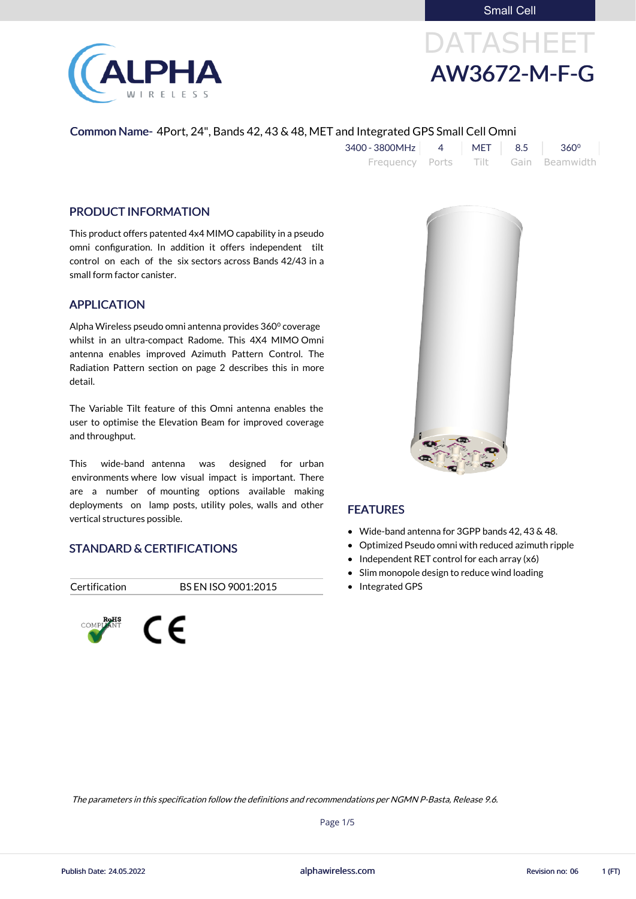Small Cell

DATASHEET

# AW3672-M-F-G

**Common Name-** 4Port, 24", Bands 42, 43 & 48, MET and Integrated GPS Small Cell Omni

| 3400 - 3800MHz | 4 | MET | 8.5 | 360⁰ |
|---|---|---|---|---|
| Frequency | Ports | Tilt | Gain | Beamwidth |

## PRODUCT INFORMATION

This product offers patented 4x4 MIMO capability in a pseudo omni configuration. In addition it offers independent tilt control on each of the six sectors across Bands 42/43 in a small form factor canister.

## APPLICATION

Alpha Wireless pseudo omni antenna provides 360⁰ coverage whilst in an ultra-compact Radome. This 4X4 MIMO Omni antenna enables improved Azimuth Pattern Control. The Radiation Pattern section on page 2 describes this in more detail.

The Variable Tilt feature of this Omni antenna enables the user to optimise the Elevation Beam for improved coverage and throughput.

This wide-band antenna was designed for urban environments where low visual impact is important. There are a number of mounting options available making deployments on lamp posts, utility poles, walls and other vertical structures possible.

## STANDARD & CERTIFICATIONS

| Certification | BS EN ISO 9001:2015 |
|---|---|

RoHS COMPLIANT

CE

## FEATURES

- Wide-band antenna for 3GPP bands 42, 43 & 48.
- Optimized Pseudo omni with reduced azimuth ripple
- Independent RET control for each array (x6)
- Slim monopole design to reduce wind loading
- Integrated GPS

*The parameters in this specification follow the definitions and recommendations per NGMN P-Basta, Release 9.6.*

Publish Date: 24.05.2022 alphawireless.com Revision no: 06 1 (FT)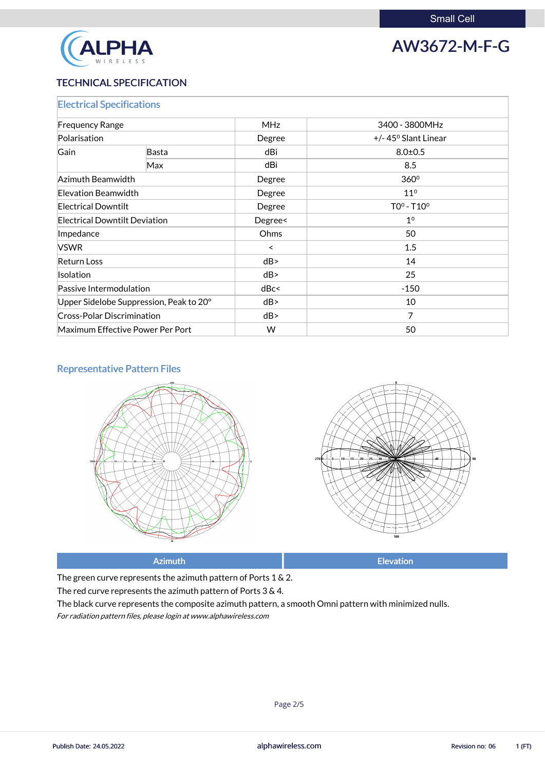Small Cell

# AW3672-M-F-G

## TECHNICAL SPECIFICATION

### Electrical Specifications

| | | | |
|---|---|---|---|
| Frequency Range | | MHz | 3400 - 3800MHz |
| Polarisation | | Degree | +/- 45º Slant Linear |
| Gain | Basta | dBi | 8.0±0.5 |
| | Max | dBi | 8.5 |
| Azimuth Beamwidth | | Degree | 360º |
| Elevation Beamwidth | | Degree | 11º |
| Electrical Downtilt | | Degree | T0º - T10º |
| Electrical Downtilt Deviation | | Degree< | 1º |
| Impedance | | Ohms | 50 |
| VSWR | | < | 1.5 |
| Return Loss | | dB> | 14 |
| Isolation | | dB> | 25 |
| Passive Intermodulation | | dBc< | -150 |
| Upper Sidelobe Suppression, Peak to 20° | | dB> | 10 |
| Cross-Polar Discrimination | | dB> | 7 |
| Maximum Effective Power Per Port | | W | 50 |

### Representative Pattern Files

| Azimuth | Elevation |
|---|---|

The green curve represents the azimuth pattern of Ports 1 & 2.

The red curve represents the azimuth pattern of Ports 3 & 4.

The black curve represents the composite azimuth pattern, a smooth Omni pattern with minimized nulls.

*For radiation pattern files, please login at www.alphawireless.com*

Publish Date: 24.05.2022 alphawireless.com Revision no: 06 1 (FT)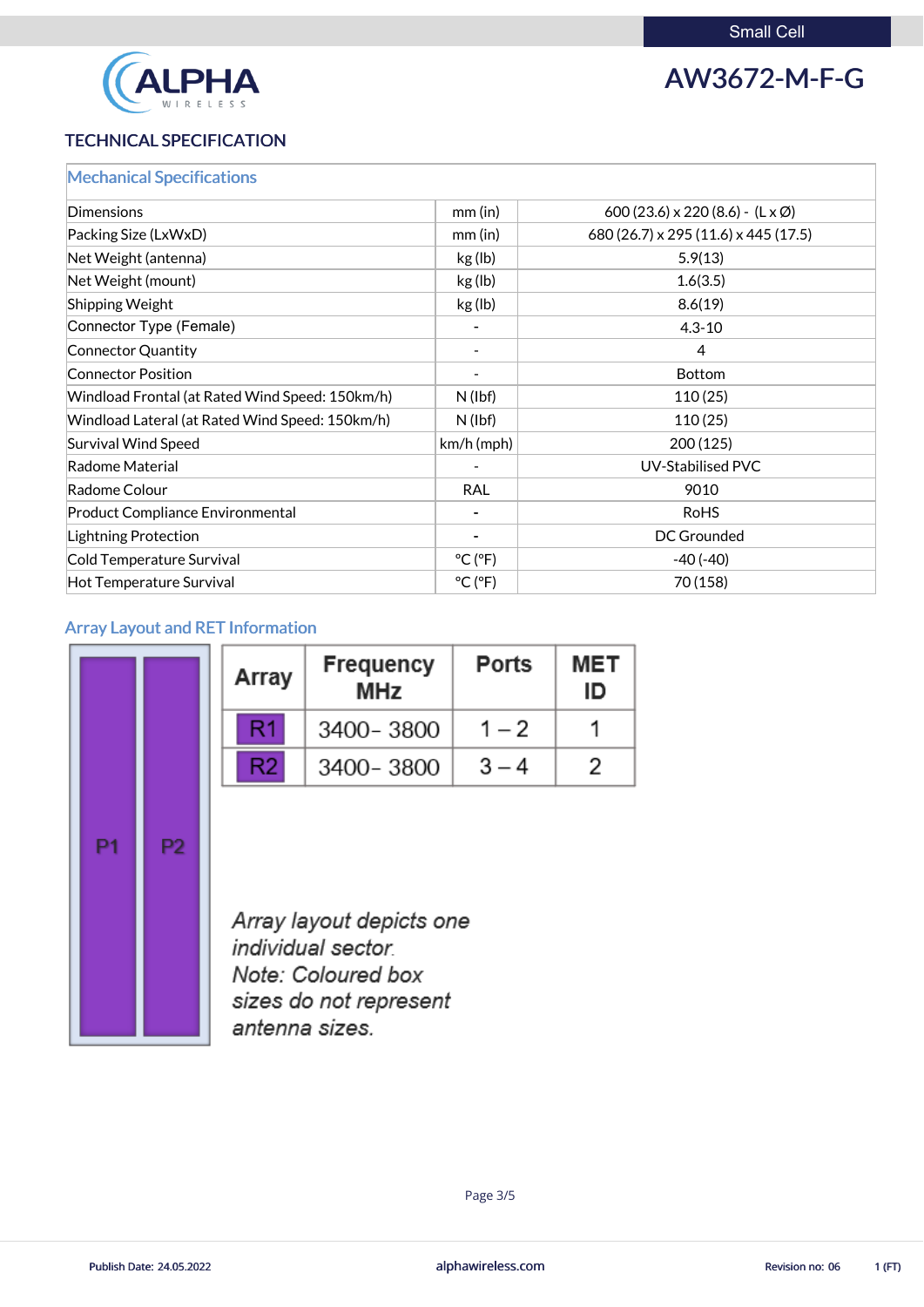AW3672-M-F-G

Small Cell

ALPHA WIRELESS

## TECHNICAL SPECIFICATION

| Mechanical Specifications | | |
|---|---|---|
| Dimensions | mm (in) | 600 (23.6) x 220 (8.6) - (L x Ø) |
| Packing Size (LxWxD) | mm (in) | 680 (26.7) x 295 (11.6) x 445 (17.5) |
| Net Weight (antenna) | kg (lb) | 5.9(13) |
| Net Weight (mount) | kg (lb) | 1.6(3.5) |
| Shipping Weight | kg (lb) | 8.6(19) |
| Connector Type (Female) | - | 4.3-10 |
| Connector Quantity | - | 4 |
| Connector Position | - | Bottom |
| Windload Frontal (at Rated Wind Speed: 150km/h) | N (lbf) | 110 (25) |
| Windload Lateral (at Rated Wind Speed: 150km/h) | N (lbf) | 110 (25) |
| Survival Wind Speed | km/h (mph) | 200 (125) |
| Radome Material | - | UV-Stabilised PVC |
| Radome Colour | RAL | 9010 |
| Product Compliance Environmental | - | RoHS |
| Lightning Protection | - | DC Grounded |
| Cold Temperature Survival | °C (°F) | -40 (-40) |
| Hot Temperature Survival | °C (°F) | 70 (158) |

### Array Layout and RET Information

P1 P2

| Array | Frequency MHz | Ports | MET ID |
|---|---|---|---|
| R1 | 3400– 3800 | 1 – 2 | 1 |
| R2 | 3400– 3800 | 3 – 4 | 2 |

*Array layout depicts one individual sector.*
*Note: Coloured box sizes do not represent antenna sizes.*

Publish Date: 24.05.2022 | alphawireless.com | Revision no: 06 | 1 (FT)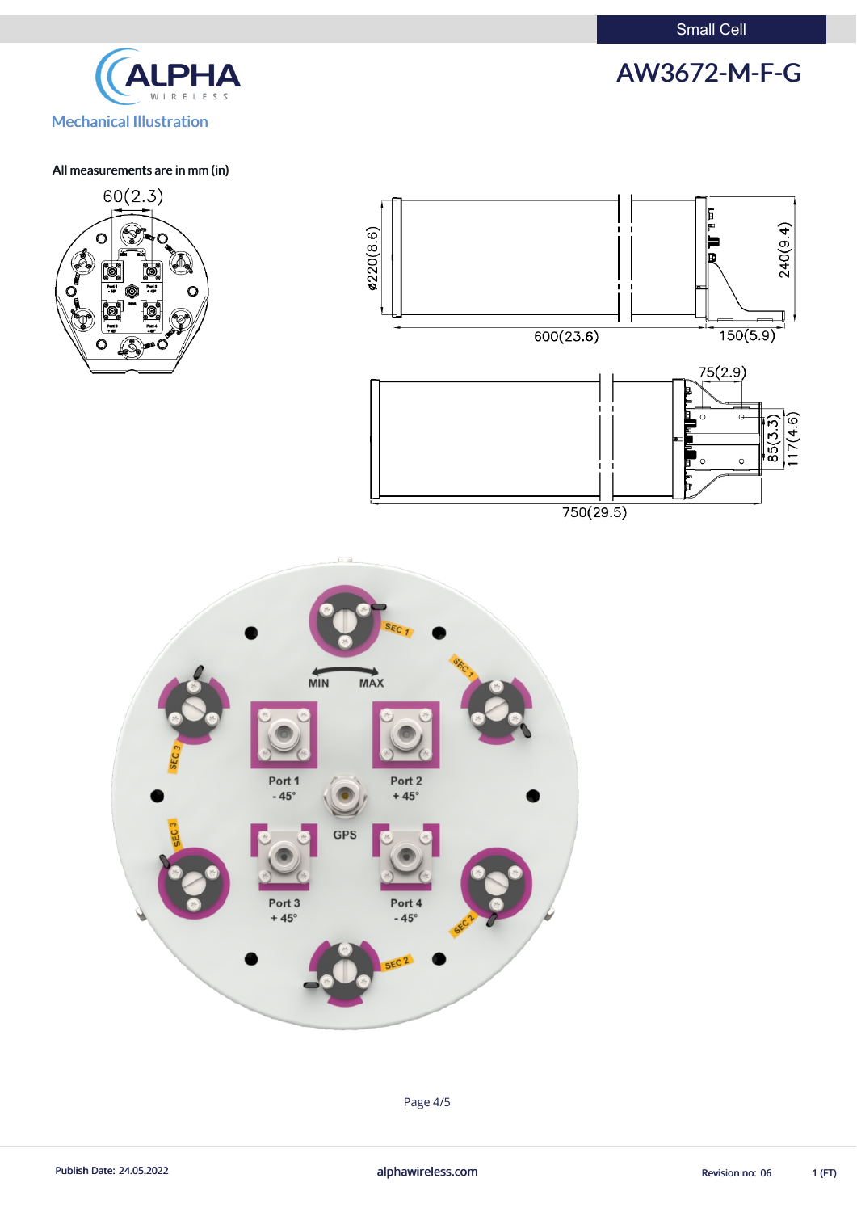Small Cell

# AW3672-M-F-G

## Mechanical Illustration

All measurements are in mm (in)

60(2.3)

ø220(8.6)

600(23.6)

150(5.9)

240(9.4)

75(2.9)

85(3.3)

117(4.6)

750(29.5)

SEC 1

MIN MAX

SEC 1

SEC 3

Port 1 - 45°

Port 2 + 45°

GPS

SEC 3

Port 3 + 45°

Port 4 - 45°

SEC 2

SEC 2

Publish Date: 24.05.2022 alphawireless.com Revision no: 06 1 (FT)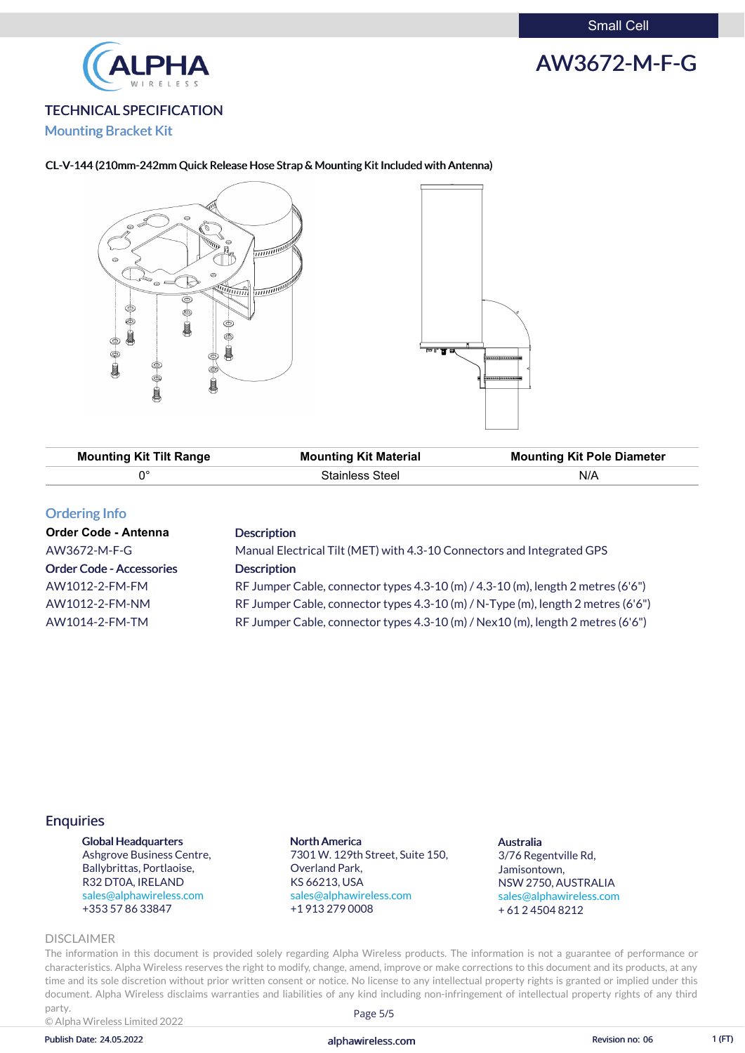Small Cell

# AW3672-M-F-G

## TECHNICAL SPECIFICATION

### Mounting Bracket Kit

**CL-V-144 (210mm-242mm Quick Release Hose Strap & Mounting Kit Included with Antenna)**

| Mounting Kit Tilt Range | Mounting Kit Material | Mounting Kit Pole Diameter |
|---|---|---|
| 0° | Stainless Steel | N/A |

### Ordering Info

| **Order Code - Antenna** | **Description** |
|---|---|
| AW3672-M-F-G | Manual Electrical Tilt (MET) with 4.3-10 Connectors and Integrated GPS |
| **Order Code - Accessories** | **Description** |
| AW1012-2-FM-FM | RF Jumper Cable, connector types 4.3-10 (m) / 4.3-10 (m), length 2 metres (6'6") |
| AW1012-2-FM-NM | RF Jumper Cable, connector types 4.3-10 (m) / N-Type (m), length 2 metres (6'6") |
| AW1014-2-FM-TM | RF Jumper Cable, connector types 4.3-10 (m) / Nex10 (m), length 2 metres (6'6") |

### Enquiries

**Global Headquarters**
Ashgrove Business Centre,
Ballybrittas, Portlaoise,
R32 DT0A, IRELAND
sales@alphawireless.com
+353 57 86 33847

**North America**
7301 W. 129th Street, Suite 150,
Overland Park,
KS 66213, USA
sales@alphawireless.com
+1 913 279 0008

**Australia**
3/76 Regentville Rd,
Jamisontown,
NSW 2750, AUSTRALIA
sales@alphawireless.com
+ 61 2 4504 8212

DISCLAIMER

The information in this document is provided solely regarding Alpha Wireless products. The information is not a guarantee of performance or characteristics. Alpha Wireless reserves the right to modify, change, amend, improve or make corrections to this document and its products, at any time and its sole discretion without prior written consent or notice. No license to any intellectual property rights is granted or implied under this document. Alpha Wireless disclaims warranties and liabilities of any kind including non-infringement of intellectual property rights of any third party.

© Alpha Wireless Limited 2022

Publish Date: 24.05.2022 | alphawireless.com | Revision no: 06 | 1 (FT)